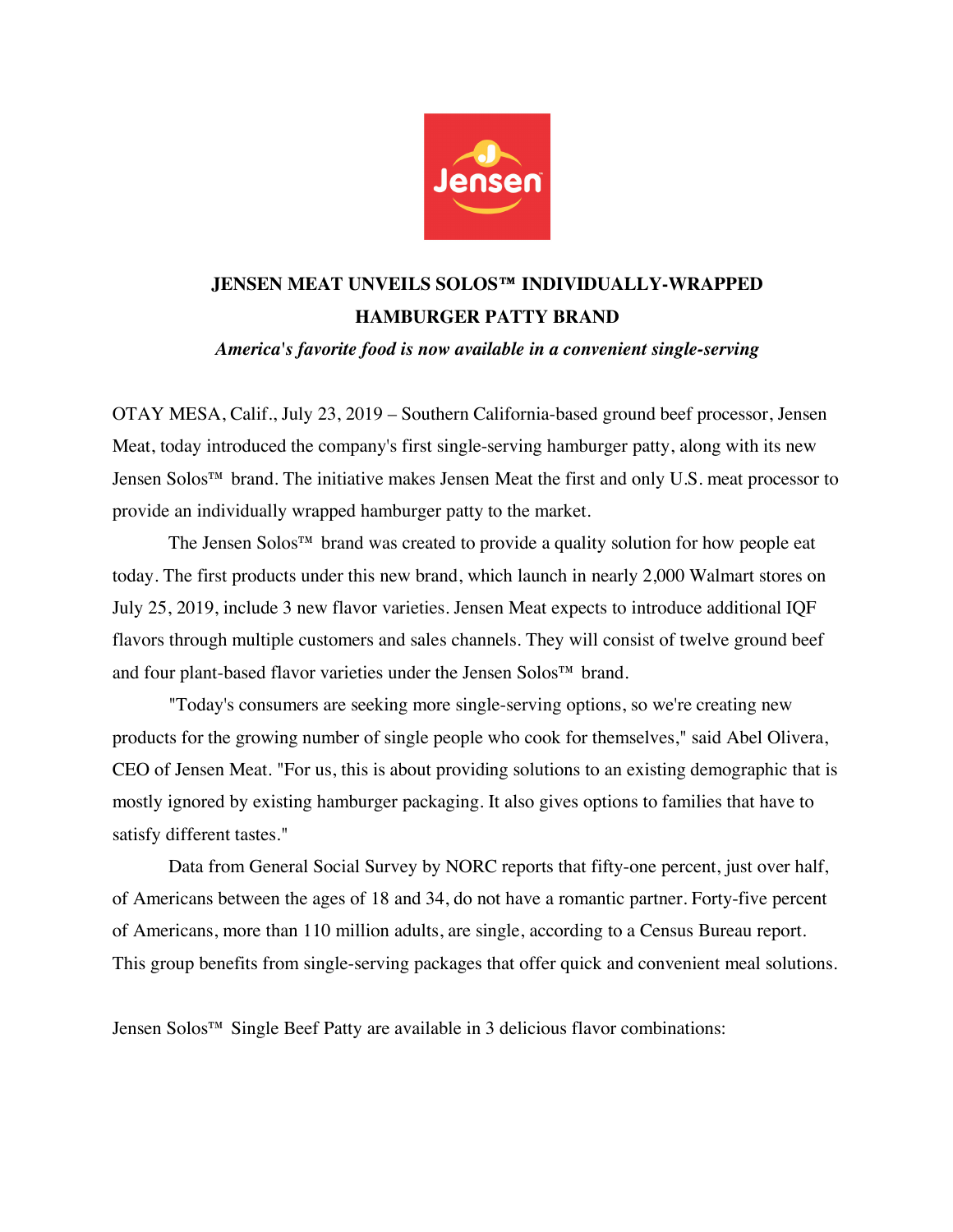# JENSEN MEAT UNVEILS SOLOS™ INDIVIDUALLY-WRAPPED HAMBURGER PATTY BRAND

*America's favorite food is now available in a convenient single-serving*

OTAY MESA, Calif., July 23, 2019 – Southern California-based ground beef processor, Jensen Meat, today introduced the company's first single-serving hamburger patty, along with its new Jensen Solos™ brand. The initiative makes Jensen Meat the first and only U.S. meat processor to provide an individually wrapped hamburger patty to the market.

The Jensen Solos™ brand was created to provide a quality solution for how people eat today. The first products under this new brand, which launch in nearly 2,000 Walmart stores on July 25, 2019, include 3 new flavor varieties. Jensen Meat expects to introduce additional IQF flavors through multiple customers and sales channels. They will consist of twelve ground beef and four plant-based flavor varieties under the Jensen Solos™ brand.

"Today's consumers are seeking more single-serving options, so we're creating new products for the growing number of single people who cook for themselves," said Abel Olivera, CEO of Jensen Meat. "For us, this is about providing solutions to an existing demographic that is mostly ignored by existing hamburger packaging. It also gives options to families that have to satisfy different tastes."

Data from General Social Survey by NORC reports that fifty-one percent, just over half, of Americans between the ages of 18 and 34, do not have a romantic partner. Forty-five percent of Americans, more than 110 million adults, are single, according to a Census Bureau report. This group benefits from single-serving packages that offer quick and convenient meal solutions.

Jensen Solos™ Single Beef Patty are available in 3 delicious flavor combinations: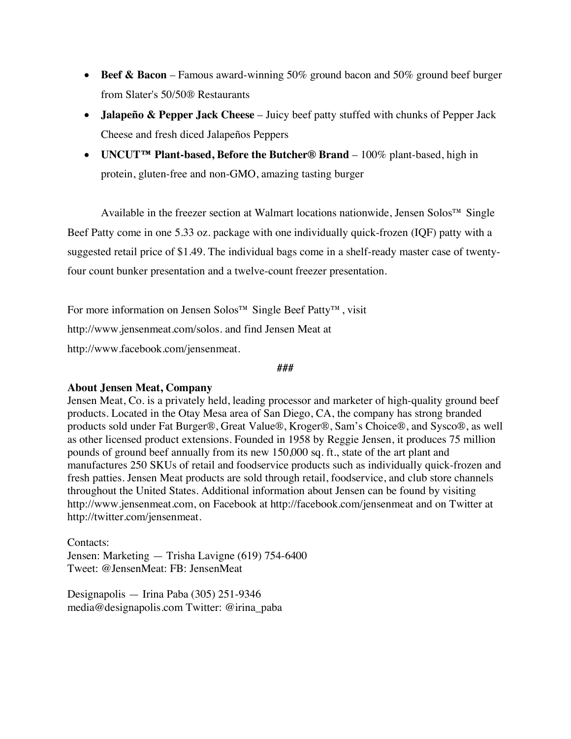- **Beef & Bacon** – Famous award-winning 50% ground bacon and 50% ground beef burger from Slater's 50/50® Restaurants
- **Jalapeño & Pepper Jack Cheese** – Juicy beef patty stuffed with chunks of Pepper Jack Cheese and fresh diced Jalapeños Peppers
- **UNCUT™ Plant-based, Before the Butcher® Brand** – 100% plant-based, high in protein, gluten-free and non-GMO, amazing tasting burger

Available in the freezer section at Walmart locations nationwide, Jensen Solos™ Single Beef Patty come in one 5.33 oz. package with one individually quick-frozen (IQF) patty with a suggested retail price of $1.49. The individual bags come in a shelf-ready master case of twenty-four count bunker presentation and a twelve-count freezer presentation.

For more information on Jensen Solos™ Single Beef Patty™ , visit http://www.jensenmeat.com/solos. and find Jensen Meat at http://www.facebook.com/jensenmeat.

###

**About Jensen Meat, Company**

Jensen Meat, Co. is a privately held, leading processor and marketer of high-quality ground beef products. Located in the Otay Mesa area of San Diego, CA, the company has strong branded products sold under Fat Burger®, Great Value®, Kroger®, Sam's Choice®, and Sysco®, as well as other licensed product extensions. Founded in 1958 by Reggie Jensen, it produces 75 million pounds of ground beef annually from its new 150,000 sq. ft., state of the art plant and manufactures 250 SKUs of retail and foodservice products such as individually quick-frozen and fresh patties. Jensen Meat products are sold through retail, foodservice, and club store channels throughout the United States. Additional information about Jensen can be found by visiting http://www.jensenmeat.com, on Facebook at http://facebook.com/jensenmeat and on Twitter at http://twitter.com/jensenmeat.

Contacts:
Jensen: Marketing — Trisha Lavigne (619) 754-6400
Tweet: @JensenMeat: FB: JensenMeat

Designapolis — Irina Paba (305) 251-9346
media@designapolis.com Twitter: @irina_paba